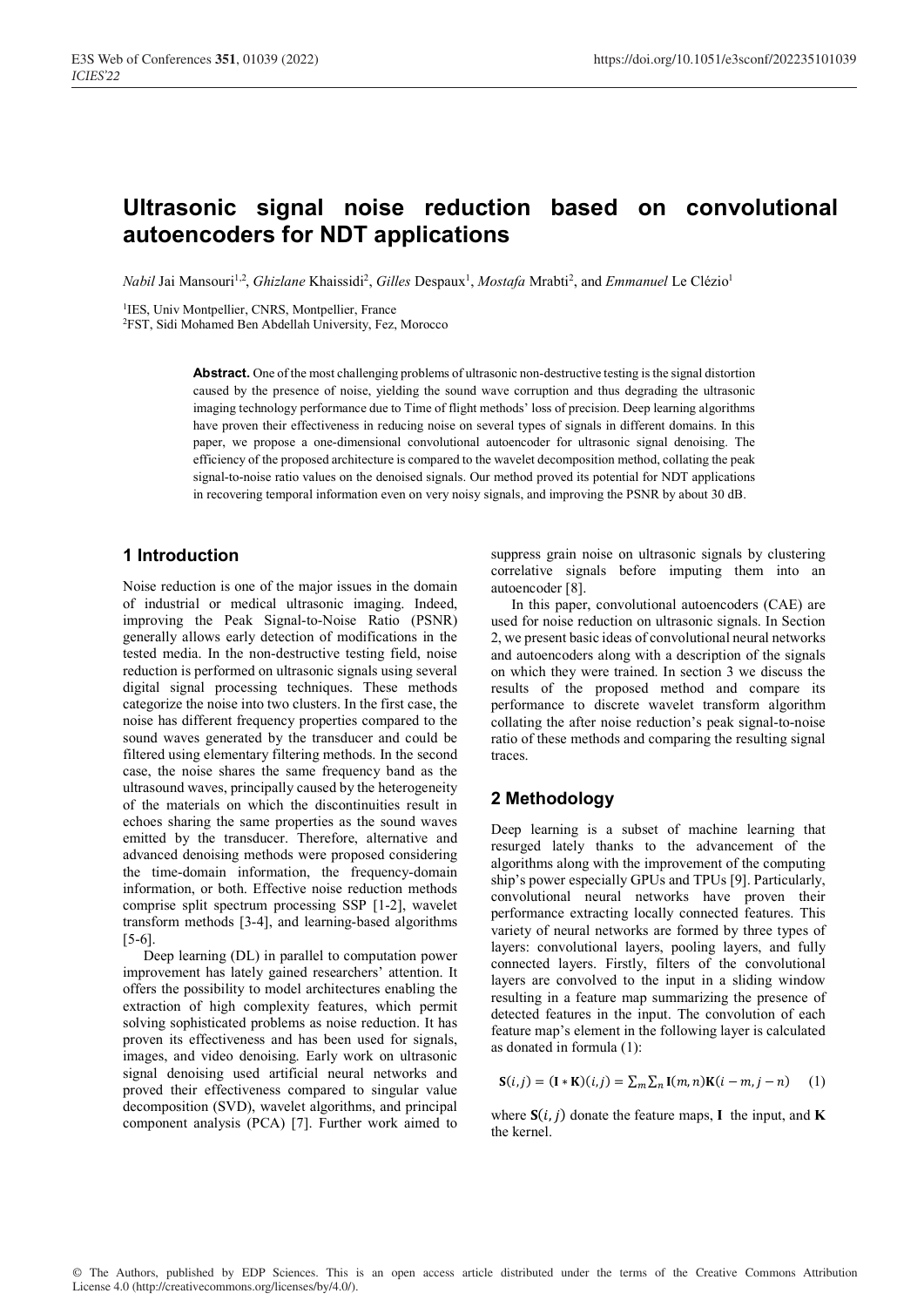# Ultrasonic signal noise reduction based on convolutional autoencoders for NDT applications

*Nabil* Jai Mansouri[1,2], *Ghizlane* Khaissidi[2], *Gilles* Despaux[1], *Mostafa* Mrabti[2], and *Emmanuel* Le Clézio[1]

[1]IES, Univ Montpellier, CNRS, Montpellier, France
[2]FST, Sidi Mohamed Ben Abdellah University, Fez, Morocco

**Abstract.** One of the most challenging problems of ultrasonic non-destructive testing is the signal distortion caused by the presence of noise, yielding the sound wave corruption and thus degrading the ultrasonic imaging technology performance due to Time of flight methods' loss of precision. Deep learning algorithms have proven their effectiveness in reducing noise on several types of signals in different domains. In this paper, we propose a one-dimensional convolutional autoencoder for ultrasonic signal denoising. The efficiency of the proposed architecture is compared to the wavelet decomposition method, collating the peak signal-to-noise ratio values on the denoised signals. Our method proved its potential for NDT applications in recovering temporal information even on very noisy signals, and improving the PSNR by about 30 dB.

## 1 Introduction

Noise reduction is one of the major issues in the domain of industrial or medical ultrasonic imaging. Indeed, improving the Peak Signal-to-Noise Ratio (PSNR) generally allows early detection of modifications in the tested media. In the non-destructive testing field, noise reduction is performed on ultrasonic signals using several digital signal processing techniques. These methods categorize the noise into two clusters. In the first case, the noise has different frequency properties compared to the sound waves generated by the transducer and could be filtered using elementary filtering methods. In the second case, the noise shares the same frequency band as the ultrasound waves, principally caused by the heterogeneity of the materials on which the discontinuities result in echoes sharing the same properties as the sound waves emitted by the transducer. Therefore, alternative and advanced denoising methods were proposed considering the time-domain information, the frequency-domain information, or both. Effective noise reduction methods comprise split spectrum processing SSP [1-2], wavelet transform methods [3-4], and learning-based algorithms [5-6].

Deep learning (DL) in parallel to computation power improvement has lately gained researchers' attention. It offers the possibility to model architectures enabling the extraction of high complexity features, which permit solving sophisticated problems as noise reduction. It has proven its effectiveness and has been used for signals, images, and video denoising. Early work on ultrasonic signal denoising used artificial neural networks and proved their effectiveness compared to singular value decomposition (SVD), wavelet algorithms, and principal component analysis (PCA) [7]. Further work aimed to suppress grain noise on ultrasonic signals by clustering correlative signals before imputing them into an autoencoder [8].

In this paper, convolutional autoencoders (CAE) are used for noise reduction on ultrasonic signals. In Section 2, we present basic ideas of convolutional neural networks and autoencoders along with a description of the signals on which they were trained. In section 3 we discuss the results of the proposed method and compare its performance to discrete wavelet transform algorithm collating the after noise reduction's peak signal-to-noise ratio of these methods and comparing the resulting signal traces.

## 2 Methodology

Deep learning is a subset of machine learning that resurged lately thanks to the advancement of the algorithms along with the improvement of the computing ship's power especially GPUs and TPUs [9]. Particularly, convolutional neural networks have proven their performance extracting locally connected features. This variety of neural networks are formed by three types of layers: convolutional layers, pooling layers, and fully connected layers. Firstly, filters of the convolutional layers are convolved to the input in a sliding window resulting in a feature map summarizing the presence of detected features in the input. The convolution of each feature map's element in the following layer is calculated as donated in formula (1):

$$\mathbf{S}(i,j) = (\mathbf{I} * \mathbf{K})(i,j) = \sum_m \sum_n \mathbf{I}(m,n)\mathbf{K}(i-m, j-n) \quad (1)$$

where $\mathbf{S}(i,j)$ donate the feature maps, $\mathbf{I}$ the input, and $\mathbf{K}$ the kernel.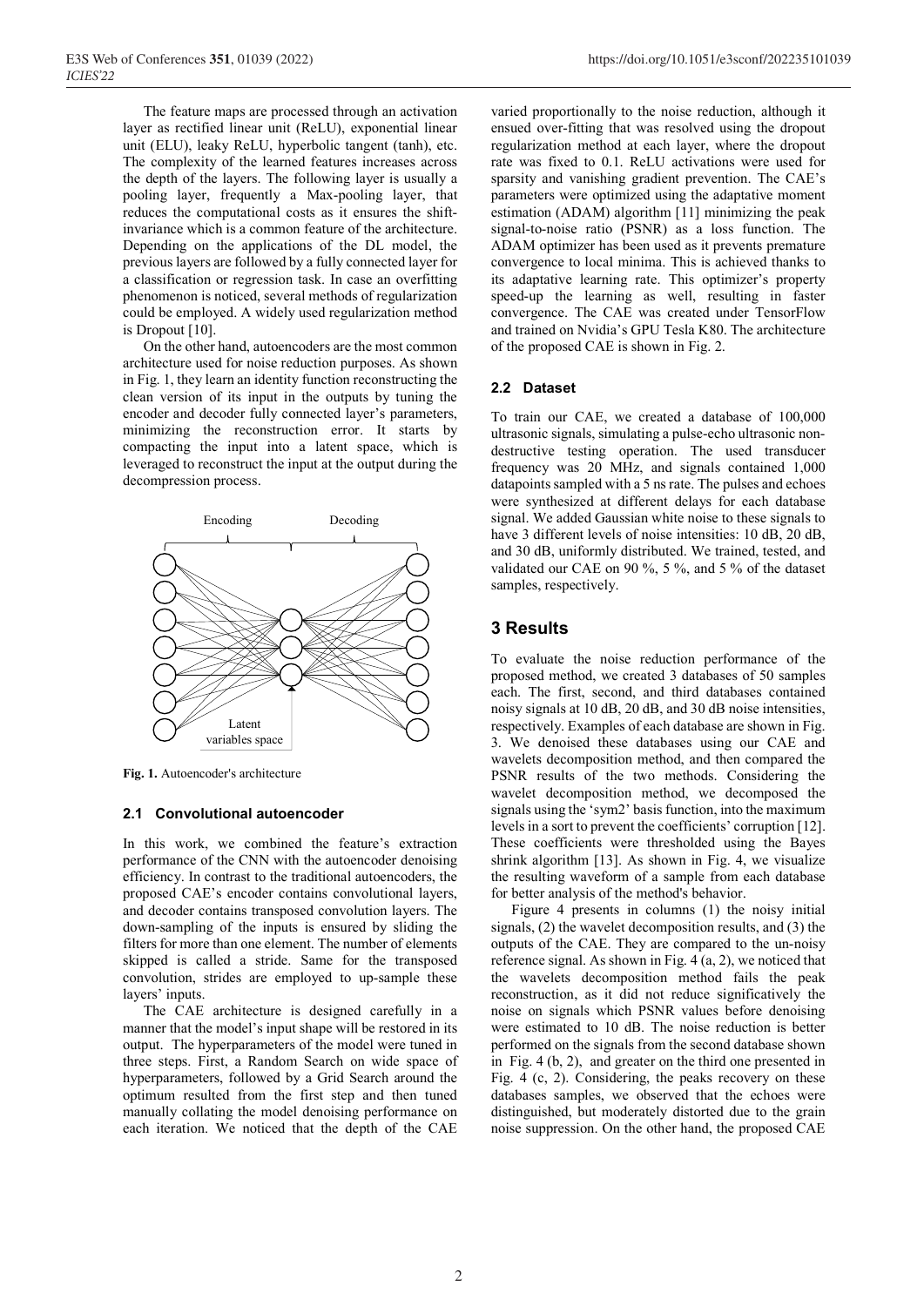The feature maps are processed through an activation layer as rectified linear unit (ReLU), exponential linear unit (ELU), leaky ReLU, hyperbolic tangent (tanh), etc. The complexity of the learned features increases across the depth of the layers. The following layer is usually a pooling layer, frequently a Max-pooling layer, that reduces the computational costs as it ensures the shift-invariance which is a common feature of the architecture. Depending on the applications of the DL model, the previous layers are followed by a fully connected layer for a classification or regression task. In case an overfitting phenomenon is noticed, several methods of regularization could be employed. A widely used regularization method is Dropout [10].

On the other hand, autoencoders are the most common architecture used for noise reduction purposes. As shown in Fig. 1, they learn an identity function reconstructing the clean version of its input in the outputs by tuning the encoder and decoder fully connected layer's parameters, minimizing the reconstruction error. It starts by compacting the input into a latent space, which is leveraged to reconstruct the input at the output during the decompression process.

**Fig. 1.** Autoencoder's architecture

### 2.1 Convolutional autoencoder

In this work, we combined the feature's extraction performance of the CNN with the autoencoder denoising efficiency. In contrast to the traditional autoencoders, the proposed CAE's encoder contains convolutional layers, and decoder contains transposed convolution layers. The down-sampling of the inputs is ensured by sliding the filters for more than one element. The number of elements skipped is called a stride. Same for the transposed convolution, strides are employed to up-sample these layers' inputs.

The CAE architecture is designed carefully in a manner that the model's input shape will be restored in its output. The hyperparameters of the model were tuned in three steps. First, a Random Search on wide space of hyperparameters, followed by a Grid Search around the optimum resulted from the first step and then tuned manually collating the model denoising performance on each iteration. We noticed that the depth of the CAE varied proportionally to the noise reduction, although it ensued over-fitting that was resolved using the dropout regularization method at each layer, where the dropout rate was fixed to 0.1. ReLU activations were used for sparsity and vanishing gradient prevention. The CAE's parameters were optimized using the adaptative moment estimation (ADAM) algorithm [11] minimizing the peak signal-to-noise ratio (PSNR) as a loss function. The ADAM optimizer has been used as it prevents premature convergence to local minima. This is achieved thanks to its adaptative learning rate. This optimizer's property speed-up the learning as well, resulting in faster convergence. The CAE was created under TensorFlow and trained on Nvidia's GPU Tesla K80. The architecture of the proposed CAE is shown in Fig. 2.

### 2.2 Dataset

To train our CAE, we created a database of 100,000 ultrasonic signals, simulating a pulse-echo ultrasonic non-destructive testing operation. The used transducer frequency was 20 MHz, and signals contained 1,000 datapoints sampled with a 5 ns rate. The pulses and echoes were synthesized at different delays for each database signal. We added Gaussian white noise to these signals to have 3 different levels of noise intensities: 10 dB, 20 dB, and 30 dB, uniformly distributed. We trained, tested, and validated our CAE on 90 %, 5 %, and 5 % of the dataset samples, respectively.

## 3 Results

To evaluate the noise reduction performance of the proposed method, we created 3 databases of 50 samples each. The first, second, and third databases contained noisy signals at 10 dB, 20 dB, and 30 dB noise intensities, respectively. Examples of each database are shown in Fig. 3. We denoised these databases using our CAE and wavelets decomposition method, and then compared the PSNR results of the two methods. Considering the wavelet decomposition method, we decomposed the signals using the 'sym2' basis function, into the maximum levels in a sort to prevent the coefficients' corruption [12]. These coefficients were thresholded using the Bayes shrink algorithm [13]. As shown in Fig. 4, we visualize the resulting waveform of a sample from each database for better analysis of the method's behavior.

Figure 4 presents in columns (1) the noisy initial signals, (2) the wavelet decomposition results, and (3) the outputs of the CAE. They are compared to the un-noisy reference signal. As shown in Fig. 4 (a, 2), we noticed that the wavelets decomposition method fails the peak reconstruction, as it did not reduce significatively the noise on signals which PSNR values before denoising were estimated to 10 dB. The noise reduction is better performed on the signals from the second database shown in Fig. 4 (b, 2), and greater on the third one presented in Fig. 4 (c, 2). Considering, the peaks recovery on these databases samples, we observed that the echoes were distinguished, but moderately distorted due to the grain noise suppression. On the other hand, the proposed CAE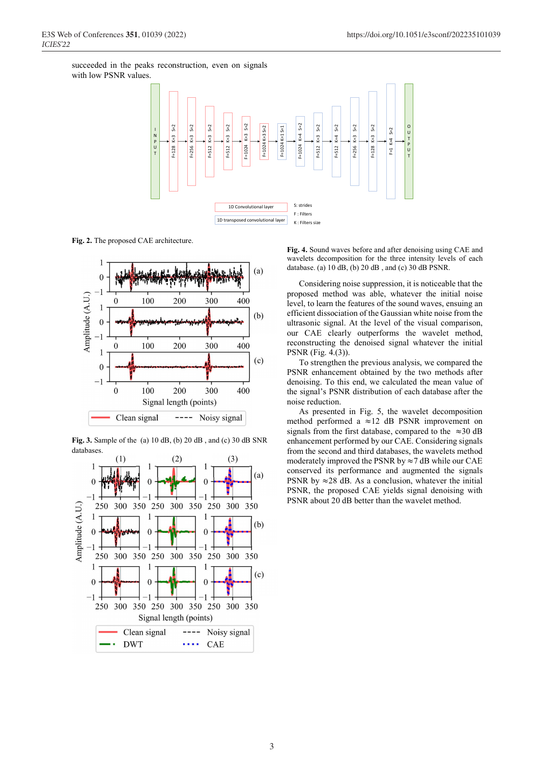succeeded in the peaks reconstruction, even on signals with low PSNR values.

**Fig. 2.** The proposed CAE architecture.

**Fig. 3.** Sample of the (a) 10 dB, (b) 20 dB , and (c) 30 dB SNR databases.

**Fig. 4.** Sound waves before and after denoising using CAE and wavelets decomposition for the three intensity levels of each database. (a) 10 dB, (b) 20 dB , and (c) 30 dB PSNR.

Considering noise suppression, it is noticeable that the proposed method was able, whatever the initial noise level, to learn the features of the sound waves, ensuing an efficient dissociation of the Gaussian white noise from the ultrasonic signal. At the level of the visual comparison, our CAE clearly outperforms the wavelet method, reconstructing the denoised signal whatever the initial PSNR (Fig. 4.(3)).

To strengthen the previous analysis, we compared the PSNR enhancement obtained by the two methods after denoising. To this end, we calculated the mean value of the signal's PSNR distribution of each database after the noise reduction.

As presented in Fig. 5, the wavelet decomposition method performed a $\approx$12 dB PSNR improvement on signals from the first database, compared to the $\approx$30 dB enhancement performed by our CAE. Considering signals from the second and third databases, the wavelets method moderately improved the PSNR by $\approx$7 dB while our CAE conserved its performance and augmented the signals PSNR by $\approx$28 dB. As a conclusion, whatever the initial PSNR, the proposed CAE yields signal denoising with PSNR about 20 dB better than the wavelet method.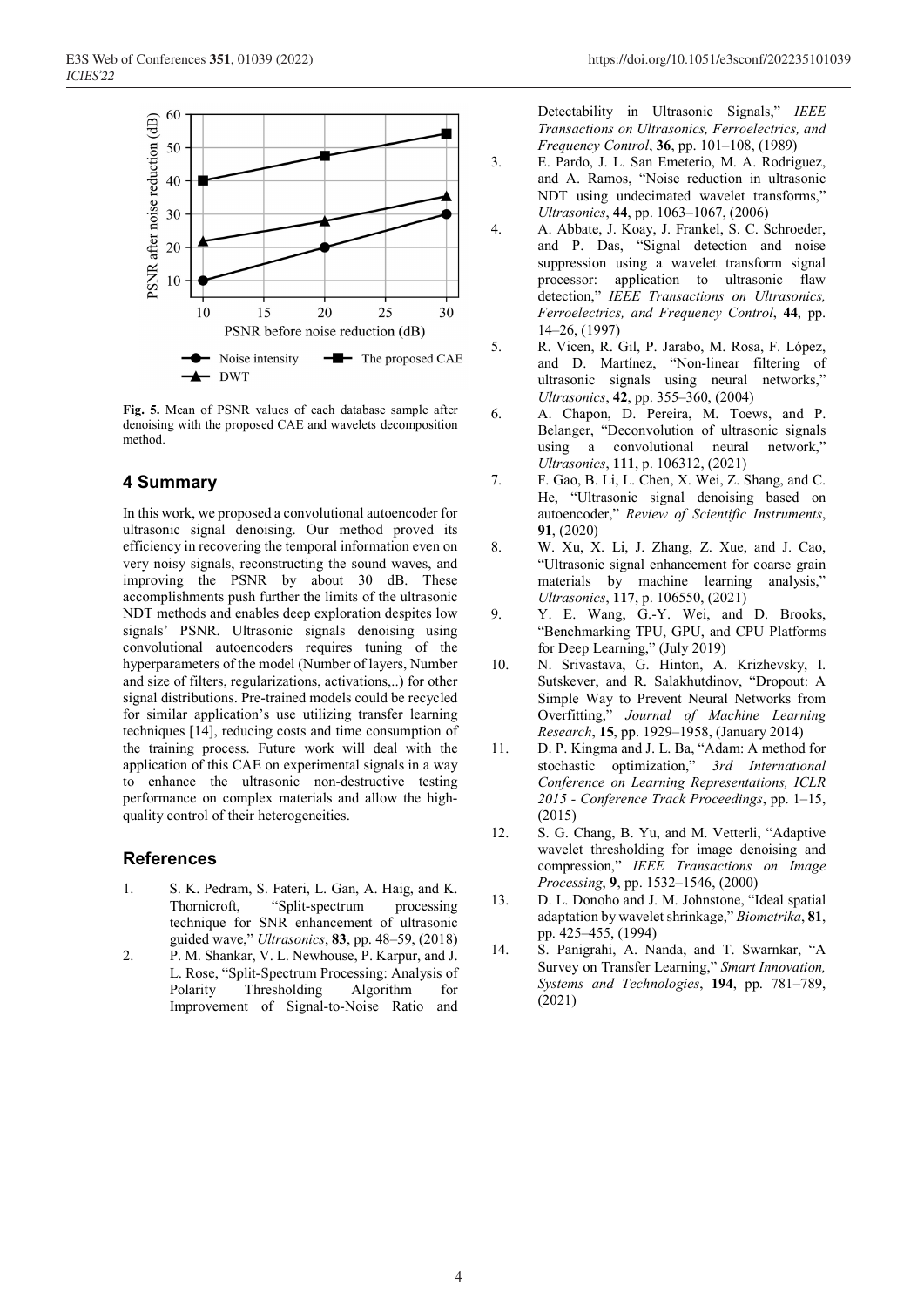PSNR after noise reduction (dB)

60
50
40
30
20
10

10 15 20 25 30

PSNR before noise reduction (dB)

Noise intensity
The proposed CAE
DWT

**Fig. 5.** Mean of PSNR values of each database sample after denoising with the proposed CAE and wavelets decomposition method.

## 4 Summary

In this work, we proposed a convolutional autoencoder for ultrasonic signal denoising. Our method proved its efficiency in recovering the temporal information even on very noisy signals, reconstructing the sound waves, and improving the PSNR by about 30 dB. These accomplishments push further the limits of the ultrasonic NDT methods and enables deep exploration despites low signals' PSNR. Ultrasonic signals denoising using convolutional autoencoders requires tuning of the hyperparameters of the model (Number of layers, Number and size of filters, regularizations, activations,..) for other signal distributions. Pre-trained models could be recycled for similar application's use utilizing transfer learning techniques [14], reducing costs and time consumption of the training process. Future work will deal with the application of this CAE on experimental signals in a way to enhance the ultrasonic non-destructive testing performance on complex materials and allow the high-quality control of their heterogeneities.

## References

1. S. K. Pedram, S. Fateri, L. Gan, A. Haig, and K. Thornicroft, "Split-spectrum processing technique for SNR enhancement of ultrasonic guided wave," *Ultrasonics*, **83**, pp. 48–59, (2018)
2. P. M. Shankar, V. L. Newhouse, P. Karpur, and J. L. Rose, "Split-Spectrum Processing: Analysis of Polarity Thresholding Algorithm for Improvement of Signal-to-Noise Ratio and Detectability in Ultrasonic Signals," *IEEE Transactions on Ultrasonics, Ferroelectrics, and Frequency Control*, **36**, pp. 101–108, (1989)
3. E. Pardo, J. L. San Emeterio, M. A. Rodriguez, and A. Ramos, "Noise reduction in ultrasonic NDT using undecimated wavelet transforms," *Ultrasonics*, **44**, pp. 1063–1067, (2006)
4. A. Abbate, J. Koay, J. Frankel, S. C. Schroeder, and P. Das, "Signal detection and noise suppression using a wavelet transform signal processor: application to ultrasonic flaw detection," *IEEE Transactions on Ultrasonics, Ferroelectrics, and Frequency Control*, **44**, pp. 14–26, (1997)
5. R. Vicen, R. Gil, P. Jarabo, M. Rosa, F. López, and D. Martínez, "Non-linear filtering of ultrasonic signals using neural networks," *Ultrasonics*, **42**, pp. 355–360, (2004)
6. A. Chapon, D. Pereira, M. Toews, and P. Belanger, "Deconvolution of ultrasonic signals using a convolutional neural network," *Ultrasonics*, **111**, p. 106312, (2021)
7. F. Gao, B. Li, L. Chen, X. Wei, Z. Shang, and C. He, "Ultrasonic signal denoising based on autoencoder," *Review of Scientific Instruments*, **91**, (2020)
8. W. Xu, X. Li, J. Zhang, Z. Xue, and J. Cao, "Ultrasonic signal enhancement for coarse grain materials by machine learning analysis," *Ultrasonics*, **117**, p. 106550, (2021)
9. Y. E. Wang, G.-Y. Wei, and D. Brooks, "Benchmarking TPU, GPU, and CPU Platforms for Deep Learning," (July 2019)
10. N. Srivastava, G. Hinton, A. Krizhevsky, I. Sutskever, and R. Salakhutdinov, "Dropout: A Simple Way to Prevent Neural Networks from Overfitting," *Journal of Machine Learning Research*, **15**, pp. 1929–1958, (January 2014)
11. D. P. Kingma and J. L. Ba, "Adam: A method for stochastic optimization," *3rd International Conference on Learning Representations, ICLR 2015 - Conference Track Proceedings*, pp. 1–15, (2015)
12. S. G. Chang, B. Yu, and M. Vetterli, "Adaptive wavelet thresholding for image denoising and compression," *IEEE Transactions on Image Processing*, **9**, pp. 1532–1546, (2000)
13. D. L. Donoho and J. M. Johnstone, "Ideal spatial adaptation by wavelet shrinkage," *Biometrika*, **81**, pp. 425–455, (1994)
14. S. Panigrahi, A. Nanda, and T. Swarnkar, "A Survey on Transfer Learning," *Smart Innovation, Systems and Technologies*, **194**, pp. 781–789, (2021)